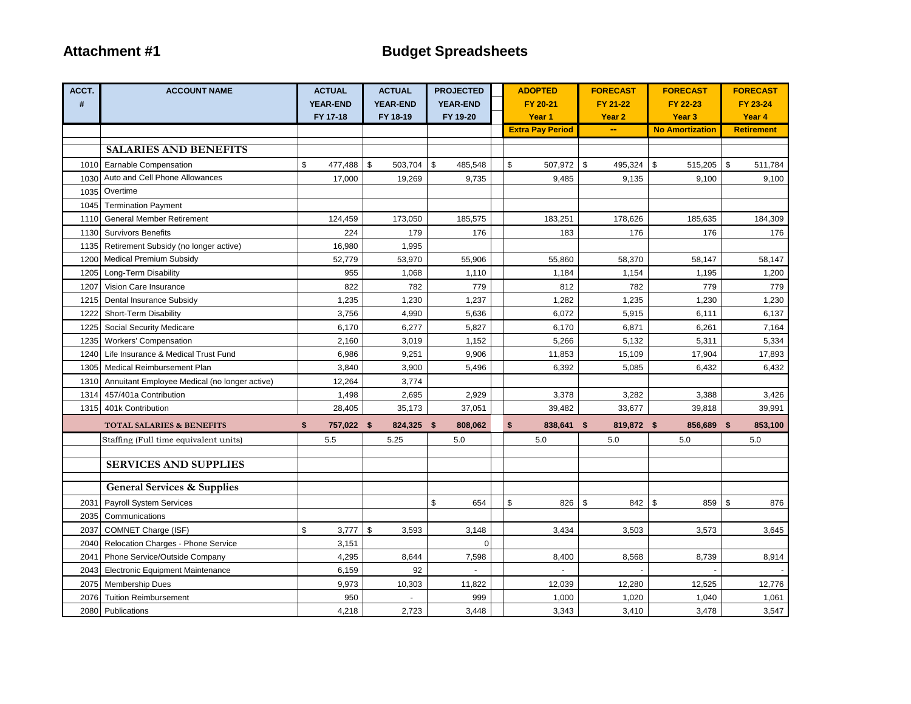**Attachment #1** **Budget Spreadsheets**

| ACCT. # | ACCOUNT NAME | ACTUAL YEAR-END FY 17-18 | ACTUAL YEAR-END FY 18-19 | PROJECTED YEAR-END FY 19-20 | ADOPTED FY 20-21 Year 1 | FORECAST FY 21-22 Year 2 | FORECAST FY 22-23 Year 3 | FORECAST FY 23-24 Year 4 |
|---|---|---|---|---|---|---|---|---|
| | | | | | Extra Pay Period | -- | No Amortization | Retirement |
| | **SALARIES AND BENEFITS** | | | | | | | |
| 1010 | Earnable Compensation | $ 477,488 | $ 503,704 | $ 485,548 | $ 507,972 | $ 495,324 | $ 515,205 | $ 511,784 |
| 1030 | Auto and Cell Phone Allowances | 17,000 | 19,269 | 9,735 | 9,485 | 9,135 | 9,100 | 9,100 |
| 1035 | Overtime | | | | | | | |
| 1045 | Termination Payment | | | | | | | |
| 1110 | General Member Retirement | 124,459 | 173,050 | 185,575 | 183,251 | 178,626 | 185,635 | 184,309 |
| 1130 | Survivors Benefits | 224 | 179 | 176 | 183 | 176 | 176 | 176 |
| 1135 | Retirement Subsidy (no longer active) | 16,980 | 1,995 | | | | | |
| 1200 | Medical Premium Subsidy | 52,779 | 53,970 | 55,906 | 55,860 | 58,370 | 58,147 | 58,147 |
| 1205 | Long-Term Disability | 955 | 1,068 | 1,110 | 1,184 | 1,154 | 1,195 | 1,200 |
| 1207 | Vision Care Insurance | 822 | 782 | 779 | 812 | 782 | 779 | 779 |
| 1215 | Dental Insurance Subsidy | 1,235 | 1,230 | 1,237 | 1,282 | 1,235 | 1,230 | 1,230 |
| 1222 | Short-Term Disability | 3,756 | 4,990 | 5,636 | 6,072 | 5,915 | 6,111 | 6,137 |
| 1225 | Social Security Medicare | 6,170 | 6,277 | 5,827 | 6,170 | 6,871 | 6,261 | 7,164 |
| 1235 | Workers' Compensation | 2,160 | 3,019 | 1,152 | 5,266 | 5,132 | 5,311 | 5,334 |
| 1240 | Life Insurance & Medical Trust Fund | 6,986 | 9,251 | 9,906 | 11,853 | 15,109 | 17,904 | 17,893 |
| 1305 | Medical Reimbursement Plan | 3,840 | 3,900 | 5,496 | 6,392 | 5,085 | 6,432 | 6,432 |
| 1310 | Annuitant Employee Medical (no longer active) | 12,264 | 3,774 | | | | | |
| 1314 | 457/401a Contribution | 1,498 | 2,695 | 2,929 | 3,378 | 3,282 | 3,388 | 3,426 |
| 1315 | 401k Contribution | 28,405 | 35,173 | 37,051 | 39,482 | 33,677 | 39,818 | 39,991 |
| | **TOTAL SALARIES & BENEFITS** | **$ 757,022** | **$ 824,325** | **$ 808,062** | **$ 838,641** | **$ 819,872** | **$ 856,689** | **$ 853,100** |
| | Staffing (Full time equivalent units) | 5.5 | 5.25 | 5.0 | 5.0 | 5.0 | 5.0 | 5.0 |
| | **SERVICES AND SUPPLIES** | | | | | | | |
| | **General Services & Supplies** | | | | | | | |
| 2031 | Payroll System Services | | | $ 654 | $ 826 | $ 842 | $ 859 | $ 876 |
| 2035 | Communications | | | | | | | |
| 2037 | COMNET Charge (ISF) | $ 3,777 | $ 3,593 | 3,148 | 3,434 | 3,503 | 3,573 | 3,645 |
| 2040 | Relocation Charges - Phone Service | 3,151 | | 0 | | | | |
| 2041 | Phone Service/Outside Company | 4,295 | 8,644 | 7,598 | 8,400 | 8,568 | 8,739 | 8,914 |
| 2043 | Electronic Equipment Maintenance | 6,159 | 92 | - | - | - | - | - |
| 2075 | Membership Dues | 9,973 | 10,303 | 11,822 | 12,039 | 12,280 | 12,525 | 12,776 |
| 2076 | Tuition Reimbursement | 950 | - | 999 | 1,000 | 1,020 | 1,040 | 1,061 |
| 2080 | Publications | 4,218 | 2,723 | 3,448 | 3,343 | 3,410 | 3,478 | 3,547 |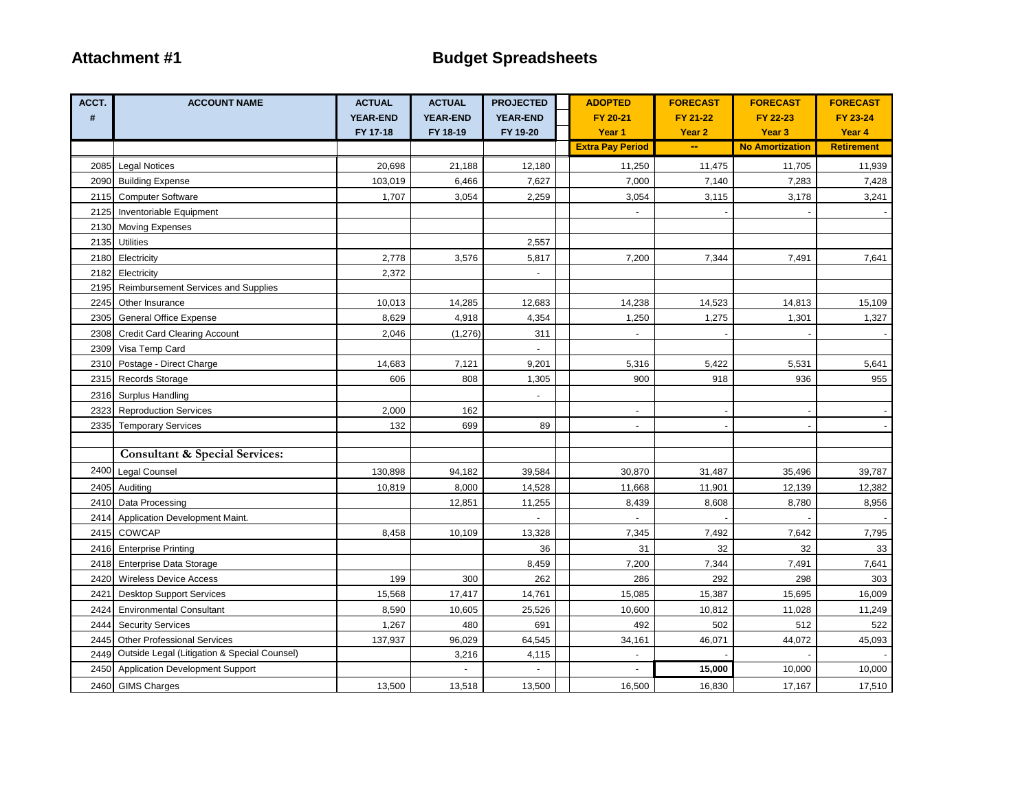**Attachment #1** **Budget Spreadsheets**

| ACCT. # | ACCOUNT NAME | ACTUAL YEAR-END FY 17-18 | ACTUAL YEAR-END FY 18-19 | PROJECTED YEAR-END FY 19-20 | ADOPTED FY 20-21 Year 1 | FORECAST FY 21-22 Year 2 | FORECAST FY 22-23 Year 3 | FORECAST FY 23-24 Year 4 |
|---|---|---|---|---|---|---|---|---|
| | | | | | Extra Pay Period | -- | No Amortization | Retirement |
| 2085 | Legal Notices | 20,698 | 21,188 | 12,180 | 11,250 | 11,475 | 11,705 | 11,939 |
| 2090 | Building Expense | 103,019 | 6,466 | 7,627 | 7,000 | 7,140 | 7,283 | 7,428 |
| 2115 | Computer Software | 1,707 | 3,054 | 2,259 | 3,054 | 3,115 | 3,178 | 3,241 |
| 2125 | Inventoriable Equipment | | | | - | - | - | - |
| 2130 | Moving Expenses | | | | | | | |
| 2135 | Utilities | | | 2,557 | | | | |
| 2180 | Electricity | 2,778 | 3,576 | 5,817 | 7,200 | 7,344 | 7,491 | 7,641 |
| 2182 | Electricity | 2,372 | | - | | | | |
| 2195 | Reimbursement Services and Supplies | | | | | | | |
| 2245 | Other Insurance | 10,013 | 14,285 | 12,683 | 14,238 | 14,523 | 14,813 | 15,109 |
| 2305 | General Office Expense | 8,629 | 4,918 | 4,354 | 1,250 | 1,275 | 1,301 | 1,327 |
| 2308 | Credit Card Clearing Account | 2,046 | (1,276) | 311 | - | - | - | - |
| 2309 | Visa Temp Card | | | - | | | | |
| 2310 | Postage - Direct Charge | 14,683 | 7,121 | 9,201 | 5,316 | 5,422 | 5,531 | 5,641 |
| 2315 | Records Storage | 606 | 808 | 1,305 | 900 | 918 | 936 | 955 |
| 2316 | Surplus Handling | | | - | | | | |
| 2323 | Reproduction Services | 2,000 | 162 | | - | - | - | - |
| 2335 | Temporary Services | 132 | 699 | 89 | - | - | - | - |
| | | | | | | | | |
| | **Consultant & Special Services:** | | | | | | | |
| 2400 | Legal Counsel | 130,898 | 94,182 | 39,584 | 30,870 | 31,487 | 35,496 | 39,787 |
| 2405 | Auditing | 10,819 | 8,000 | 14,528 | 11,668 | 11,901 | 12,139 | 12,382 |
| 2410 | Data Processing | | 12,851 | 11,255 | 8,439 | 8,608 | 8,780 | 8,956 |
| 2414 | Application Development Maint. | | | - | - | - | - | - |
| 2415 | COWCAP | 8,458 | 10,109 | 13,328 | 7,345 | 7,492 | 7,642 | 7,795 |
| 2416 | Enterprise Printing | | | 36 | 31 | 32 | 32 | 33 |
| 2418 | Enterprise Data Storage | | | 8,459 | 7,200 | 7,344 | 7,491 | 7,641 |
| 2420 | Wireless Device Access | 199 | 300 | 262 | 286 | 292 | 298 | 303 |
| 2421 | Desktop Support Services | 15,568 | 17,417 | 14,761 | 15,085 | 15,387 | 15,695 | 16,009 |
| 2424 | Environmental Consultant | 8,590 | 10,605 | 25,526 | 10,600 | 10,812 | 11,028 | 11,249 |
| 2444 | Security Services | 1,267 | 480 | 691 | 492 | 502 | 512 | 522 |
| 2445 | Other Professional Services | 137,937 | 96,029 | 64,545 | 34,161 | 46,071 | 44,072 | 45,093 |
| 2449 | Outside Legal (Litigation & Special Counsel) | | 3,216 | 4,115 | - | - | | - |
| 2450 | Application Development Support | | - | - | - | **15,000** | 10,000 | 10,000 |
| 2460 | GIMS Charges | 13,500 | 13,518 | 13,500 | 16,500 | 16,830 | 17,167 | 17,510 |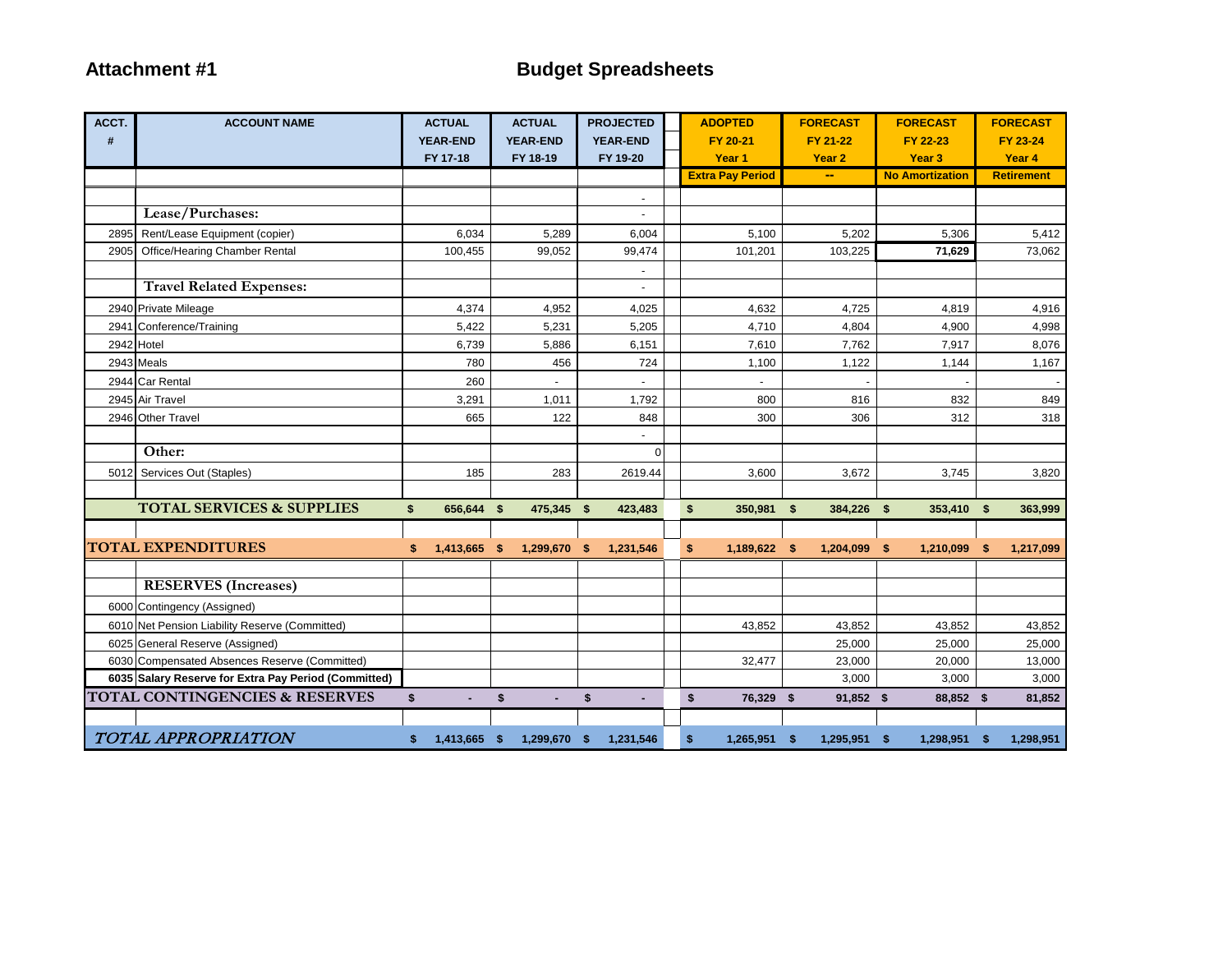# Attachment #1

## Budget Spreadsheets

| ACCT. # | ACCOUNT NAME | ACTUAL YEAR-END FY 17-18 | ACTUAL YEAR-END FY 18-19 | PROJECTED YEAR-END FY 19-20 | ADOPTED FY 20-21 Year 1 | FORECAST FY 21-22 Year 2 | FORECAST FY 22-23 Year 3 | FORECAST FY 23-24 Year 4 |
|---|---|---|---|---|---|---|---|---|
| | | | | | Extra Pay Period | -- | No Amortization | Retirement |
| | | | | - | | | | |
| | **Lease/Purchases:** | | | - | | | | |
| 2895 | Rent/Lease Equipment (copier) | 6,034 | 5,289 | 6,004 | 5,100 | 5,202 | 5,306 | 5,412 |
| 2905 | Office/Hearing Chamber Rental | 100,455 | 99,052 | 99,474 | 101,201 | 103,225 | **71,629** | 73,062 |
| | | | | - | | | | |
| | **Travel Related Expenses:** | | | - | | | | |
| 2940 | Private Mileage | 4,374 | 4,952 | 4,025 | 4,632 | 4,725 | 4,819 | 4,916 |
| 2941 | Conference/Training | 5,422 | 5,231 | 5,205 | 4,710 | 4,804 | 4,900 | 4,998 |
| 2942 | Hotel | 6,739 | 5,886 | 6,151 | 7,610 | 7,762 | 7,917 | 8,076 |
| 2943 | Meals | 780 | 456 | 724 | 1,100 | 1,122 | 1,144 | 1,167 |
| 2944 | Car Rental | 260 | - | - | - | - | - | - |
| 2945 | Air Travel | 3,291 | 1,011 | 1,792 | 800 | 816 | 832 | 849 |
| 2946 | Other Travel | 665 | 122 | 848 | 300 | 306 | 312 | 318 |
| | | | | - | | | | |
| | **Other:** | | | 0 | | | | |
| 5012 | Services Out (Staples) | 185 | 283 | 2619.44 | 3,600 | 3,672 | 3,745 | 3,820 |
| | | | | | | | | |
| | **TOTAL SERVICES & SUPPLIES** | **$ 656,644** | **$ 475,345** | **$ 423,483** | **$ 350,981** | **$ 384,226** | **$ 353,410** | **$ 363,999** |
| | | | | | | | | |
| | **TOTAL EXPENDITURES** | **$ 1,413,665** | **$ 1,299,670** | **$ 1,231,546** | **$ 1,189,622** | **$ 1,204,099** | **$ 1,210,099** | **$ 1,217,099** |
| | | | | | | | | |
| | **RESERVES (Increases)** | | | | | | | |
| 6000 | Contingency (Assigned) | | | | | | | |
| 6010 | Net Pension Liability Reserve (Committed) | | | | 43,852 | 43,852 | 43,852 | 43,852 |
| 6025 | General Reserve (Assigned) | | | | | 25,000 | 25,000 | 25,000 |
| 6030 | Compensated Absences Reserve (Committed) | | | | 32,477 | 23,000 | 20,000 | 13,000 |
| **6035** | **Salary Reserve for Extra Pay Period (Committed)** | | | | | 3,000 | 3,000 | 3,000 |
| | **TOTAL CONTINGENCIES & RESERVES** | **$ -** | **$ -** | **$ -** | **$ 76,329** | **$ 91,852** | **$ 88,852** | **$ 81,852** |
| | | | | | | | | |
| | ***TOTAL APPROPRIATION*** | **$ 1,413,665** | **$ 1,299,670** | **$ 1,231,546** | **$ 1,265,951** | **$ 1,295,951** | **$ 1,298,951** | **$ 1,298,951** |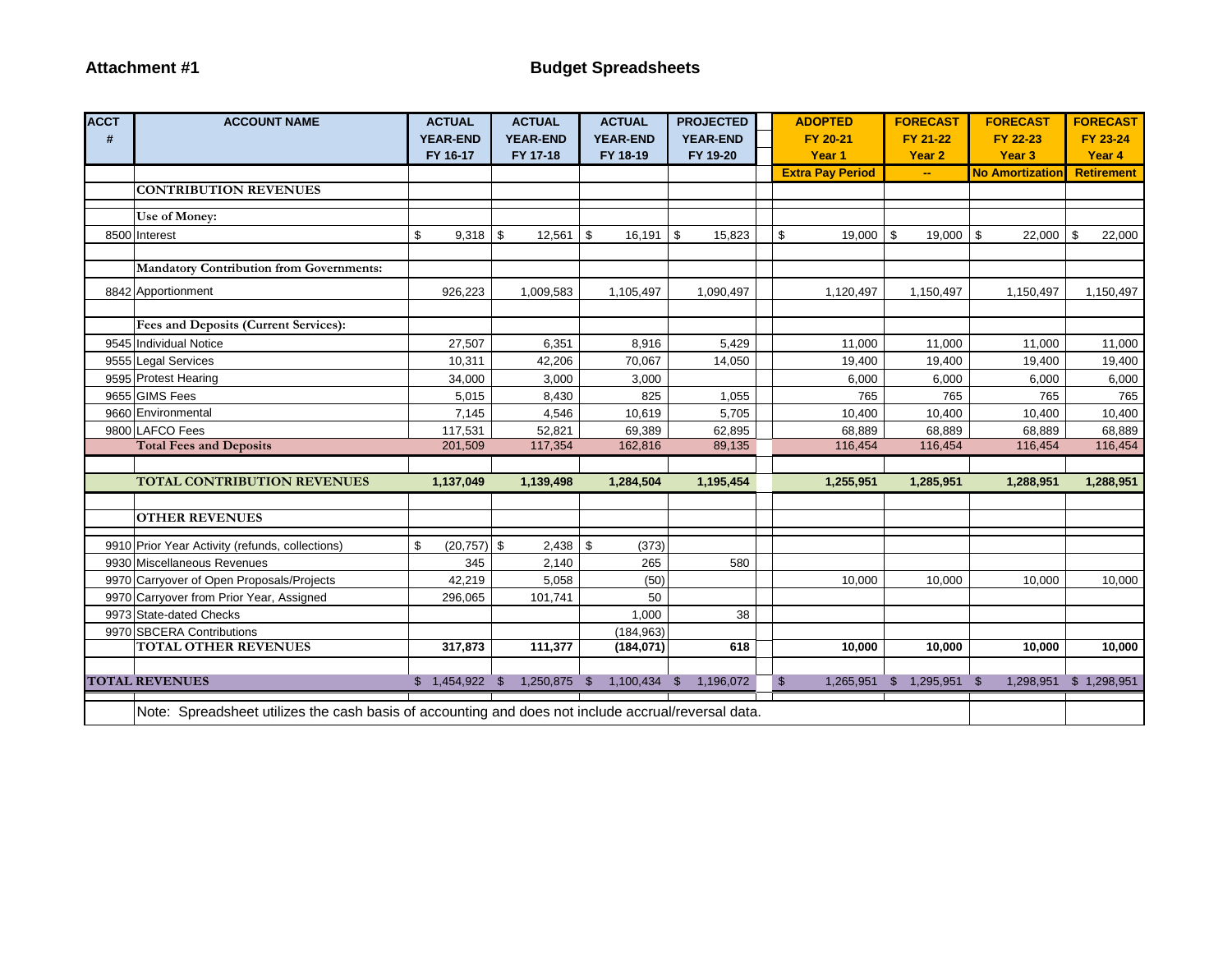**Attachment #1**

## Budget Spreadsheets

| ACCT # | ACCOUNT NAME | ACTUAL YEAR-END FY 16-17 | ACTUAL YEAR-END FY 17-18 | ACTUAL YEAR-END FY 18-19 | PROJECTED YEAR-END FY 19-20 | ADOPTED FY 20-21 Year 1 | FORECAST FY 21-22 Year 2 | FORECAST FY 22-23 Year 3 | FORECAST FY 23-24 Year 4 |
|---|---|---|---|---|---|---|---|---|---|
| | | | | | | Extra Pay Period | -- | No Amortization | Retirement |
| | **CONTRIBUTION REVENUES** | | | | | | | | |
| | **Use of Money:** | | | | | | | | |
| 8500 | Interest | $ 9,318 | $ 12,561 | $ 16,191 | $ 15,823 | $ 19,000 | $ 19,000 | $ 22,000 | $ 22,000 |
| | **Mandatory Contribution from Governments:** | | | | | | | | |
| 8842 | Apportionment | 926,223 | 1,009,583 | 1,105,497 | 1,090,497 | 1,120,497 | 1,150,497 | 1,150,497 | 1,150,497 |
| | **Fees and Deposits (Current Services):** | | | | | | | | |
| 9545 | Individual Notice | 27,507 | 6,351 | 8,916 | 5,429 | 11,000 | 11,000 | 11,000 | 11,000 |
| 9555 | Legal Services | 10,311 | 42,206 | 70,067 | 14,050 | 19,400 | 19,400 | 19,400 | 19,400 |
| 9595 | Protest Hearing | 34,000 | 3,000 | 3,000 | | 6,000 | 6,000 | 6,000 | 6,000 |
| 9655 | GIMS Fees | 5,015 | 8,430 | 825 | 1,055 | 765 | 765 | 765 | 765 |
| 9660 | Environmental | 7,145 | 4,546 | 10,619 | 5,705 | 10,400 | 10,400 | 10,400 | 10,400 |
| 9800 | LAFCO Fees | 117,531 | 52,821 | 69,389 | 62,895 | 68,889 | 68,889 | 68,889 | 68,889 |
| | **Total Fees and Deposits** | 201,509 | 117,354 | 162,816 | 89,135 | 116,454 | 116,454 | 116,454 | 116,454 |
| | **TOTAL CONTRIBUTION REVENUES** | **1,137,049** | **1,139,498** | **1,284,504** | **1,195,454** | **1,255,951** | **1,285,951** | **1,288,951** | **1,288,951** |
| | **OTHER REVENUES** | | | | | | | | |
| 9910 | Prior Year Activity (refunds, collections) | $ (20,757) | $ 2,438 | $ (373) | | | | | |
| 9930 | Miscellaneous Revenues | 345 | 2,140 | 265 | 580 | | | | |
| 9970 | Carryover of Open Proposals/Projects | 42,219 | 5,058 | (50) | | 10,000 | 10,000 | 10,000 | 10,000 |
| 9970 | Carryover from Prior Year, Assigned | 296,065 | 101,741 | 50 | | | | | |
| 9973 | State-dated Checks | | | 1,000 | 38 | | | | |
| 9970 | SBCERA Contributions | | | (184,963) | | | | | |
| | **TOTAL OTHER REVENUES** | **317,873** | **111,377** | **(184,071)** | **618** | **10,000** | **10,000** | **10,000** | **10,000** |
| **TOTAL REVENUES** | | $ 1,454,922 | $ 1,250,875 | $ 1,100,434 | $ 1,196,072 | $ 1,265,951 | $ 1,295,951 | $ 1,298,951 | $ 1,298,951 |

Note: Spreadsheet utilizes the cash basis of accounting and does not include accrual/reversal data.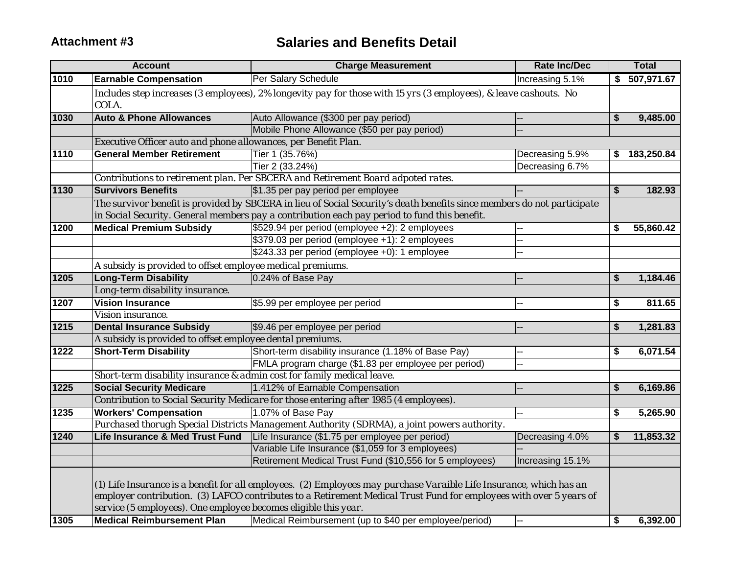**Attachment #3**

# Salaries and Benefits Detail

| Account | | Charge Measurement | Rate Inc/Dec | Total |
|---|---|---|---|---|
| **1010** | **Earnable Compensation** | Per Salary Schedule | Increasing 5.1% | **$ 507,971.67** |
| | *Includes step increases (3 employees), 2% longevity pay for those with 15 yrs (3 employees), & leave cashouts. No COLA.* | | | |
| **1030** | **Auto & Phone Allowances** | Auto Allowance ($300 per pay period) | -- | **$ 9,485.00** |
| | | Mobile Phone Allowance ($50 per pay period) | -- | |
| | *Executive Officer auto and phone allowances, per Benefit Plan.* | | | |
| **1110** | **General Member Retirement** | Tier 1 (35.76%) | Decreasing 5.9% | **$ 183,250.84** |
| | | Tier 2 (33.24%) | Decreasing 6.7% | |
| | *Contributions to retirement plan. Per SBCERA and Retirement Board adpoted rates.* | | | |
| **1130** | **Survivors Benefits** | $1.35 per pay period per employee | -- | **$ 182.93** |
| | *The survivor benefit is provided by SBCERA in lieu of Social Security's death benefits since members do not participate in Social Security. General members pay a contribution each pay period to fund this benefit.* | | | |
| **1200** | **Medical Premium Subsidy** | $529.94 per period (employee +2): 2 employees | -- | **$ 55,860.42** |
| | | $379.03 per period (employee +1): 2 employees | -- | |
| | | $243.33 per period (employee +0): 1 employee | -- | |
| | *A subsidy is provided to offset employee medical premiums.* | | | |
| **1205** | **Long-Term Disability** | 0.24% of Base Pay | -- | **$ 1,184.46** |
| | *Long-term disability insurance.* | | | |
| **1207** | **Vision Insurance** | $5.99 per employee per period | -- | **$ 811.65** |
| | *Vision insurance.* | | | |
| **1215** | **Dental Insurance Subsidy** | $9.46 per employee per period | -- | **$ 1,281.83** |
| | *A subsidy is provided to offset employee dental premiums.* | | | |
| **1222** | **Short-Term Disability** | Short-term disability insurance (1.18% of Base Pay) | -- | **$ 6,071.54** |
| | | FMLA program charge ($1.83 per employee per period) | -- | |
| | *Short-term disability insurance & admin cost for family medical leave.* | | | |
| **1225** | **Social Security Medicare** | 1.412% of Earnable Compensation | -- | **$ 6,169.86** |
| | *Contribution to Social Security Medicare for those entering after 1985 (4 employees).* | | | |
| **1235** | **Workers' Compensation** | 1.07% of Base Pay | -- | **$ 5,265.90** |
| | *Purchased thorugh Special Districts Management Authority (SDRMA), a joint powers authority.* | | | |
| **1240** | **Life Insurance & Med Trust Fund** | Life Insurance ($1.75 per employee per period) | Decreasing 4.0% | **$ 11,853.32** |
| | | Variable Life Insurance ($1,059 for 3 employees) | -- | |
| | | Retirement Medical Trust Fund ($10,556 for 5 employees) | Increasing 15.1% | |
| | *(1) Life Insurance is a benefit for all employees. (2) Employees may purchase Varaible Life Insurance, which has an employer contribution. (3) LAFCO contributes to a Retirement Medical Trust Fund for employees with over 5 years of service (5 employees). One employee becomes eligible this year.* | | | |
| **1305** | **Medical Reimbursement Plan** | Medical Reimbursement (up to $40 per employee/period) | -- | **$ 6,392.00** |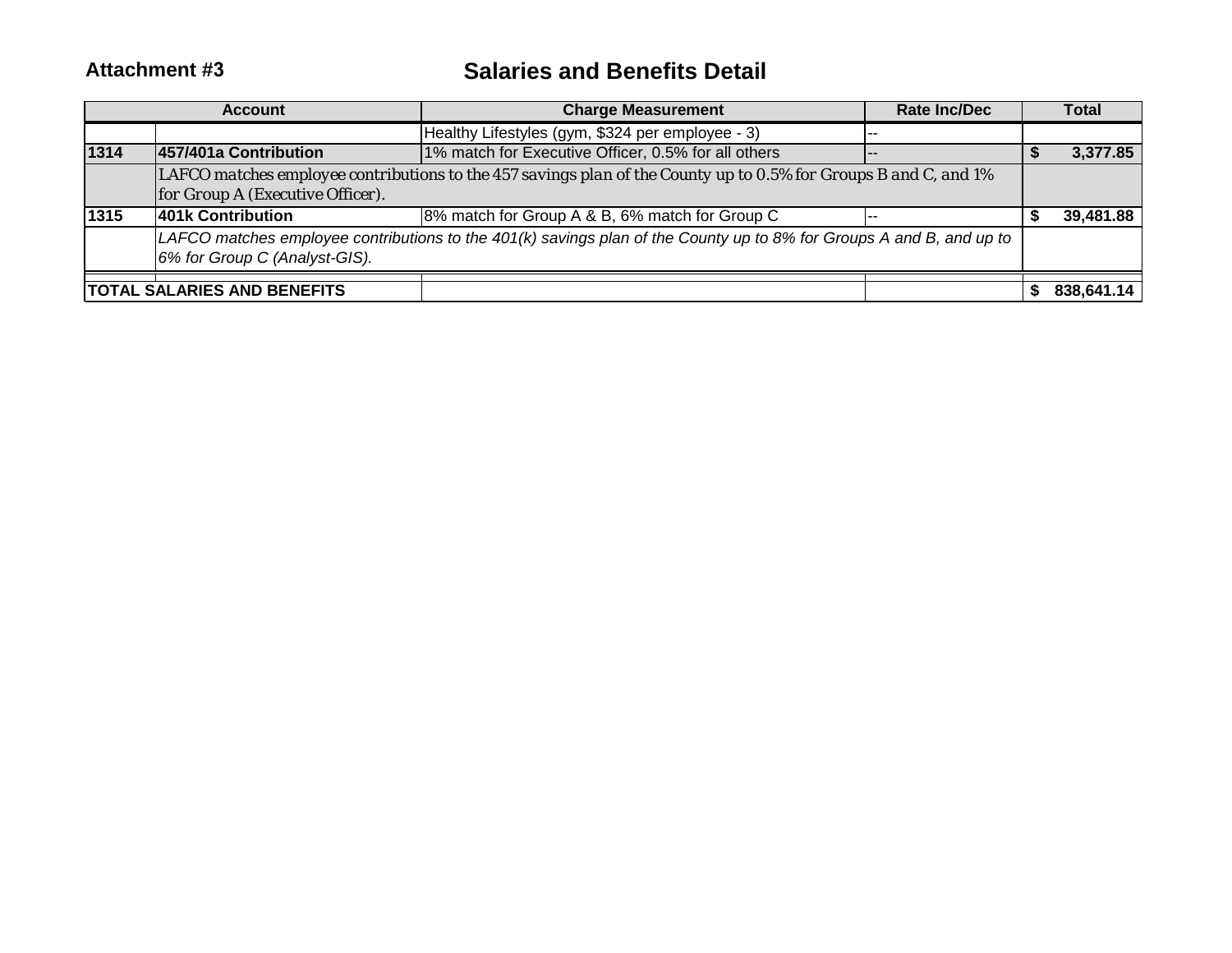**Attachment #3**

# Salaries and Benefits Detail

| Account | | Charge Measurement | Rate Inc/Dec | Total |
|---|---|---|---|---|
| | | Healthy Lifestyles (gym, $324 per employee - 3) | -- | |
| **1314** | **457/401a Contribution** | 1% match for Executive Officer, 0.5% for all others | -- | **$ 3,377.85** |
| | *LAFCO matches employee contributions to the 457 savings plan of the County up to 0.5% for Groups B and C, and 1% for Group A (Executive Officer).* | | | |
| **1315** | **401k Contribution** | 8% match for Group A & B, 6% match for Group C | -- | **$ 39,481.88** |
| | *LAFCO matches employee contributions to the 401(k) savings plan of the County up to 8% for Groups A and B, and up to 6% for Group C (Analyst-GIS).* | | | |
| **TOTAL SALARIES AND BENEFITS** | | | | **$ 838,641.14** |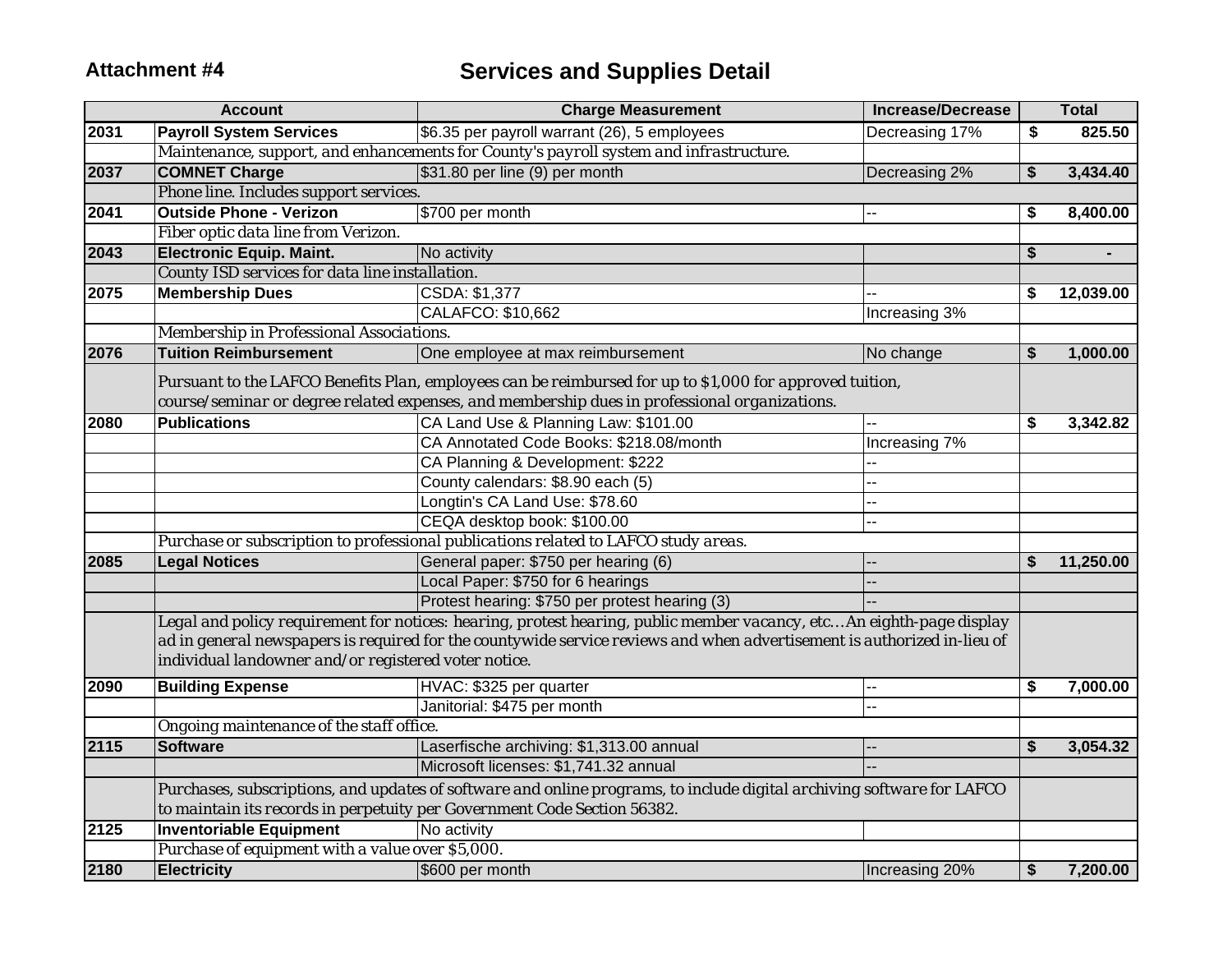**Attachment #4**

# Services and Supplies Detail

| Account | | Charge Measurement | Increase/Decrease | Total |
|---|---|---|---|---|
| **2031** | **Payroll System Services** | $6.35 per payroll warrant (26), 5 employees | Decreasing 17% | **$ 825.50** |
| | *Maintenance, support, and enhancements for County's payroll system and infrastructure.* | | | |
| **2037** | **COMNET Charge** | $31.80 per line (9) per month | Decreasing 2% | **$ 3,434.40** |
| | *Phone line. Includes support services.* | | | |
| **2041** | **Outside Phone - Verizon** | $700 per month | -- | **$ 8,400.00** |
| | *Fiber optic data line from Verizon.* | | | |
| **2043** | **Electronic Equip. Maint.** | No activity | | **$ -** |
| | *County ISD services for data line installation.* | | | |
| **2075** | **Membership Dues** | CSDA: $1,377 | -- | **$ 12,039.00** |
| | | CALAFCO: $10,662 | Increasing 3% | |
| | *Membership in Professional Associations.* | | | |
| **2076** | **Tuition Reimbursement** | One employee at max reimbursement | No change | **$ 1,000.00** |
| | *Pursuant to the LAFCO Benefits Plan, employees can be reimbursed for up to $1,000 for approved tuition, course/seminar or degree related expenses, and membership dues in professional organizations.* | | | |
| **2080** | **Publications** | CA Land Use & Planning Law: $101.00 | -- | **$ 3,342.82** |
| | | CA Annotated Code Books: $218.08/month | Increasing 7% | |
| | | CA Planning & Development: $222 | -- | |
| | | County calendars: $8.90 each (5) | -- | |
| | | Longtin's CA Land Use: $78.60 | -- | |
| | | CEQA desktop book: $100.00 | -- | |
| | *Purchase or subscription to professional publications related to LAFCO study areas.* | | | |
| **2085** | **Legal Notices** | General paper: $750 per hearing (6) | -- | **$ 11,250.00** |
| | | Local Paper: $750 for 6 hearings | -- | |
| | | Protest hearing: $750 per protest hearing (3) | -- | |
| | *Legal and policy requirement for notices: hearing, protest hearing, public member vacancy, etc…An eighth-page display ad in general newspapers is required for the countywide service reviews and when advertisement is authorized in-lieu of individual landowner and/or registered voter notice.* | | | |
| **2090** | **Building Expense** | HVAC: $325 per quarter | -- | **$ 7,000.00** |
| | | Janitorial: $475 per month | -- | |
| | *Ongoing maintenance of the staff office.* | | | |
| **2115** | **Software** | Laserfische archiving: $1,313.00 annual | -- | **$ 3,054.32** |
| | | Microsoft licenses: $1,741.32 annual | -- | |
| | *Purchases, subscriptions, and updates of software and online programs, to include digital archiving software for LAFCO to maintain its records in perpetuity per Government Code Section 56382.* | | | |
| **2125** | **Inventoriable Equipment** | No activity | | |
| | *Purchase of equipment with a value over $5,000.* | | | |
| **2180** | **Electricity** | $600 per month | Increasing 20% | **$ 7,200.00** |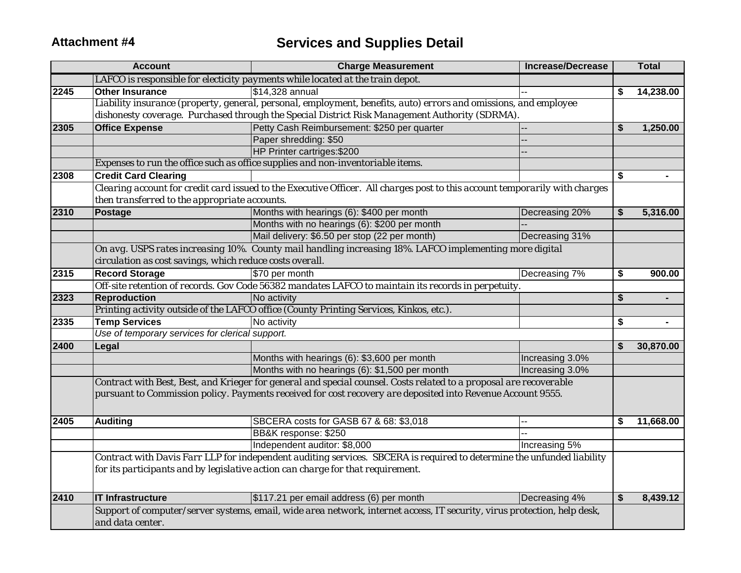**Attachment #4**

# Services and Supplies Detail

| Account | | Charge Measurement | Increase/Decrease | Total |
|---|---|---|---|---|
| | LAFCO is responsible for electicity payments while located at the train depot. | | | |
| 2245 | **Other Insurance** | $14,328 annual | -- | $ 14,238.00 |
| | Liability insurance (property, general, personal, employment, benefits, auto) errors and omissions, and employee dishonesty coverage. Purchased through the Special District Risk Management Authority (SDRMA). | | | |
| 2305 | **Office Expense** | Petty Cash Reimbursement: $250 per quarter | -- | $ 1,250.00 |
| | | Paper shredding: $50 | -- | |
| | | HP Printer cartriges:$200 | -- | |
| | Expenses to run the office such as office supplies and non-inventoriable items. | | | |
| 2308 | **Credit Card Clearing** | | | $ - |
| | Clearing account for credit card issued to the Executive Officer. All charges post to this account temporarily with charges then transferred to the appropriate accounts. | | | |
| 2310 | **Postage** | Months with hearings (6): $400 per month | Decreasing 20% | $ 5,316.00 |
| | | Months with no hearings (6): $200 per month | -- | |
| | | Mail delivery: $6.50 per stop (22 per month) | Decreasing 31% | |
| | On avg. USPS rates increasing 10%. County mail handling increasing 18%. LAFCO implementing more digital circulation as cost savings, which reduce costs overall. | | | |
| 2315 | **Record Storage** | $70 per month | Decreasing 7% | $ 900.00 |
| | Off-site retention of records. Gov Code 56382 mandates LAFCO to maintain its records in perpetuity. | | | |
| 2323 | **Reproduction** | No activity | | $ - |
| | Printing activity outside of the LAFCO office (County Printing Services, Kinkos, etc.). | | | |
| 2335 | **Temp Services** | No activity | | $ - |
| | *Use of temporary services for clerical support.* | | | |
| 2400 | **Legal** | | | $ 30,870.00 |
| | | Months with hearings (6): $3,600 per month | Increasing 3.0% | |
| | | Months with no hearings (6): $1,500 per month | Increasing 3.0% | |
| | Contract with Best, Best, and Krieger for general and special counsel. Costs related to a proposal are recoverable pursuant to Commission policy. Payments received for cost recovery are deposited into Revenue Account 9555. | | | |
| 2405 | **Auditing** | SBCERA costs for GASB 67 & 68: $3,018 | -- | $ 11,668.00 |
| | | BB&K response: $250 | -- | |
| | | Independent auditor: $8,000 | Increasing 5% | |
| | Contract with Davis Farr LLP for independent auditing services. SBCERA is required to determine the unfunded liability for its participants and by legislative action can charge for that requirement. | | | |
| 2410 | **IT Infrastructure** | $117.21 per email address (6) per month | Decreasing 4% | $ 8,439.12 |
| | Support of computer/server systems, email, wide area network, internet access, IT security, virus protection, help desk, and data center. | | | |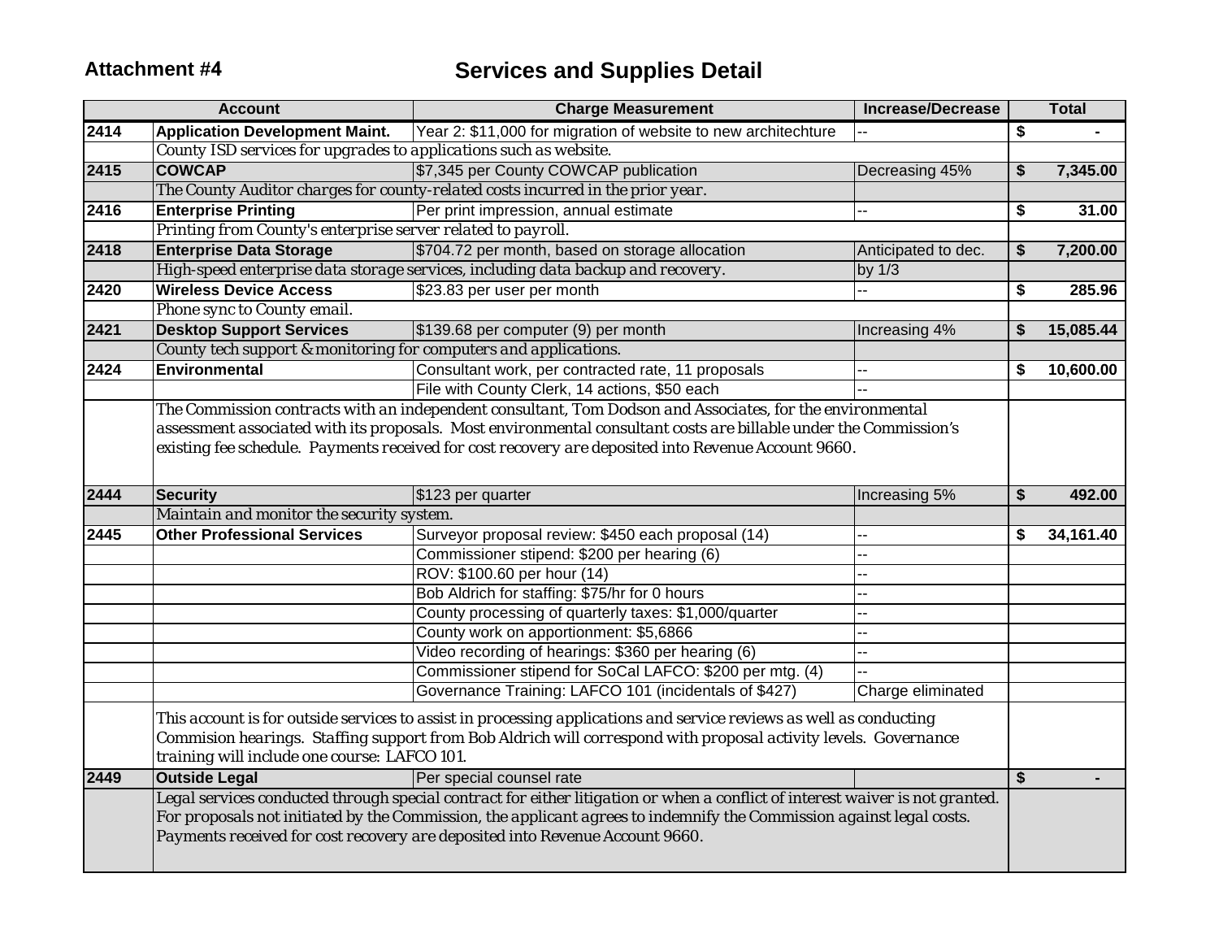**Attachment #4**

# Services and Supplies Detail

| Account | | Charge Measurement | Increase/Decrease | Total |
|---|---|---|---|---|
| **2414** | **Application Development Maint.** | Year 2: $11,000 for migration of website to new architechture | -- | $ - |
| | *County ISD services for upgrades to applications such as website.* | | | |
| **2415** | **COWCAP** | $7,345 per County COWCAP publication | Decreasing 45% | **$ 7,345.00** |
| | *The County Auditor charges for county-related costs incurred in the prior year.* | | | |
| **2416** | **Enterprise Printing** | Per print impression, annual estimate | -- | **$ 31.00** |
| | *Printing from County's enterprise server related to payroll.* | | | |
| **2418** | **Enterprise Data Storage** | $704.72 per month, based on storage allocation | Anticipated to dec. by 1/3 | **$ 7,200.00** |
| | *High-speed enterprise data storage services, including data backup and recovery.* | | | |
| **2420** | **Wireless Device Access** | $23.83 per user per month | -- | **$ 285.96** |
| | *Phone sync to County email.* | | | |
| **2421** | **Desktop Support Services** | $139.68 per computer (9) per month | Increasing 4% | **$ 15,085.44** |
| | *County tech support & monitoring for computers and applications.* | | | |
| **2424** | **Environmental** | Consultant work, per contracted rate, 11 proposals | -- | **$ 10,600.00** |
| | | File with County Clerk, 14 actions, $50 each | -- | |
| | *The Commission contracts with an independent consultant, Tom Dodson and Associates, for the environmental assessment associated with its proposals. Most environmental consultant costs are billable under the Commission's existing fee schedule. Payments received for cost recovery are deposited into Revenue Account 9660.* | | | |
| **2444** | **Security** | $123 per quarter | Increasing 5% | **$ 492.00** |
| | *Maintain and monitor the security system.* | | | |
| **2445** | **Other Professional Services** | Surveyor proposal review: $450 each proposal (14) | -- | **$ 34,161.40** |
| | | Commissioner stipend: $200 per hearing (6) | -- | |
| | | ROV: $100.60 per hour (14) | -- | |
| | | Bob Aldrich for staffing: $75/hr for 0 hours | -- | |
| | | County processing of quarterly taxes: $1,000/quarter | -- | |
| | | County work on apportionment: $5,6866 | -- | |
| | | Video recording of hearings: $360 per hearing (6) | -- | |
| | | Commissioner stipend for SoCal LAFCO: $200 per mtg. (4) | -- | |
| | | Governance Training: LAFCO 101 (incidentals of $427) | Charge eliminated | |
| | *This account is for outside services to assist in processing applications and service reviews as well as conducting Commision hearings. Staffing support from Bob Aldrich will correspond with proposal activity levels. Governance training will include one course: LAFCO 101.* | | | |
| **2449** | **Outside Legal** | Per special counsel rate | | $ - |
| | *Legal services conducted through special contract for either litigation or when a conflict of interest waiver is not granted. For proposals not initiated by the Commission, the applicant agrees to indemnify the Commission against legal costs. Payments received for cost recovery are deposited into Revenue Account 9660.* | | | |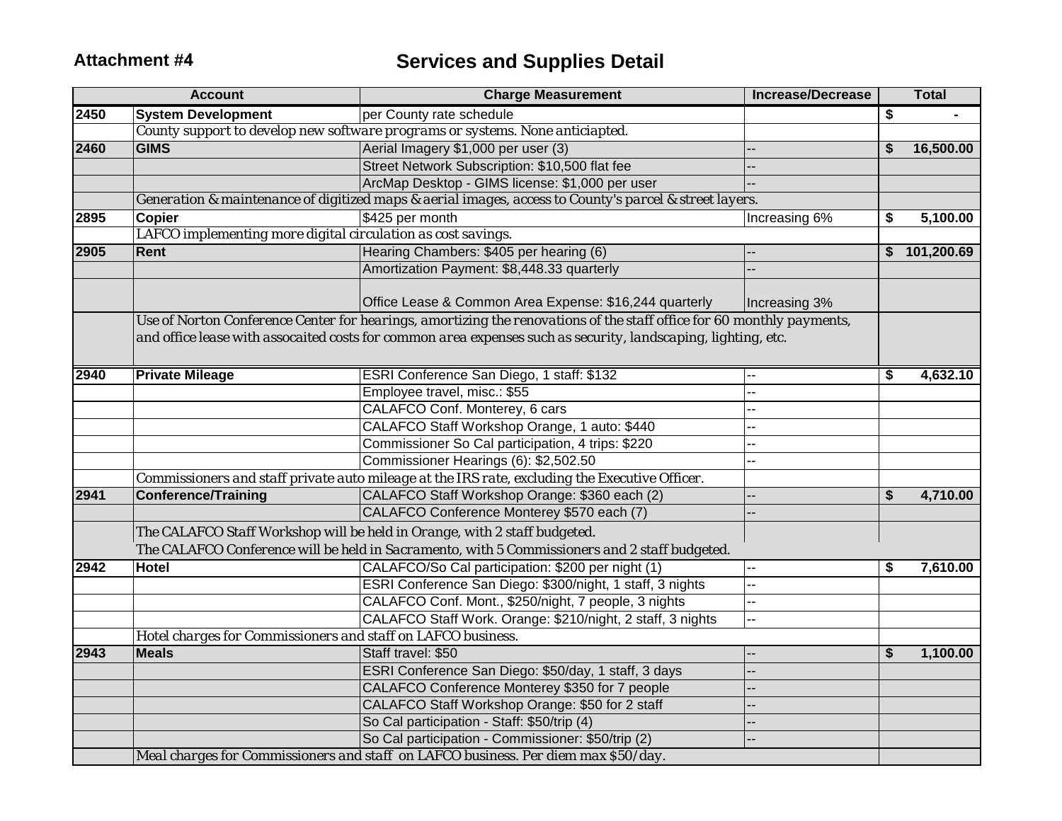**Attachment #4**

# Services and Supplies Detail

| Account | | Charge Measurement | Increase/Decrease | Total |
|---|---|---|---|---|
| 2450 | **System Development** | per County rate schedule | | $ - |
| | *County support to develop new software programs or systems. None anticiapted.* | | | |
| 2460 | **GIMS** | Aerial Imagery $1,000 per user (3) | -- | $ 16,500.00 |
| | | Street Network Subscription: $10,500 flat fee | -- | |
| | | ArcMap Desktop - GIMS license: $1,000 per user | -- | |
| | *Generation & maintenance of digitized maps & aerial images, access to County's parcel & street layers.* | | | |
| 2895 | **Copier** | $425 per month | Increasing 6% | $ 5,100.00 |
| | *LAFCO implementing more digital circulation as cost savings.* | | | |
| 2905 | **Rent** | Hearing Chambers: $405 per hearing (6) | -- | $ 101,200.69 |
| | | Amortization Payment: $8,448.33 quarterly | -- | |
| | | Office Lease & Common Area Expense: $16,244 quarterly | Increasing 3% | |
| | *Use of Norton Conference Center for hearings, amortizing the renovations of the staff office for 60 monthly payments, and office lease with assocaited costs for common area expenses such as security, landscaping, lighting, etc.* | | | |
| 2940 | **Private Mileage** | ESRI Conference San Diego, 1 staff: $132 | -- | $ 4,632.10 |
| | | Employee travel, misc.: $55 | -- | |
| | | CALAFCO Conf. Monterey, 6 cars | -- | |
| | | CALAFCO Staff Workshop Orange, 1 auto: $440 | -- | |
| | | Commissioner So Cal participation, 4 trips: $220 | -- | |
| | | Commissioner Hearings (6): $2,502.50 | -- | |
| | *Commissioners and staff private auto mileage at the IRS rate, excluding the Executive Officer.* | | | |
| 2941 | **Conference/Training** | CALAFCO Staff Workshop Orange: $360 each (2) | -- | $ 4,710.00 |
| | | CALAFCO Conference Monterey $570 each (7) | -- | |
| | *The CALAFCO Staff Workshop will be held in Orange, with 2 staff budgeted.* | | | |
| | *The CALAFCO Conference will be held in Sacramento, with 5 Commissioners and 2 staff budgeted.* | | | |
| 2942 | **Hotel** | CALAFCO/So Cal participation: $200 per night (1) | -- | $ 7,610.00 |
| | | ESRI Conference San Diego: $300/night, 1 staff, 3 nights | -- | |
| | | CALAFCO Conf. Mont., $250/night, 7 people, 3 nights | -- | |
| | | CALAFCO Staff Work. Orange: $210/night, 2 staff, 3 nights | -- | |
| | *Hotel charges for Commissioners and staff on LAFCO business.* | | | |
| 2943 | **Meals** | Staff travel: $50 | -- | $ 1,100.00 |
| | | ESRI Conference San Diego: $50/day, 1 staff, 3 days | -- | |
| | | CALAFCO Conference Monterey $350 for 7 people | -- | |
| | | CALAFCO Staff Workshop Orange: $50 for 2 staff | -- | |
| | | So Cal participation - Staff: $50/trip (4) | -- | |
| | | So Cal participation - Commissioner: $50/trip (2) | -- | |
| | *Meal charges for Commissioners and staff on LAFCO business. Per diem max $50/day.* | | | |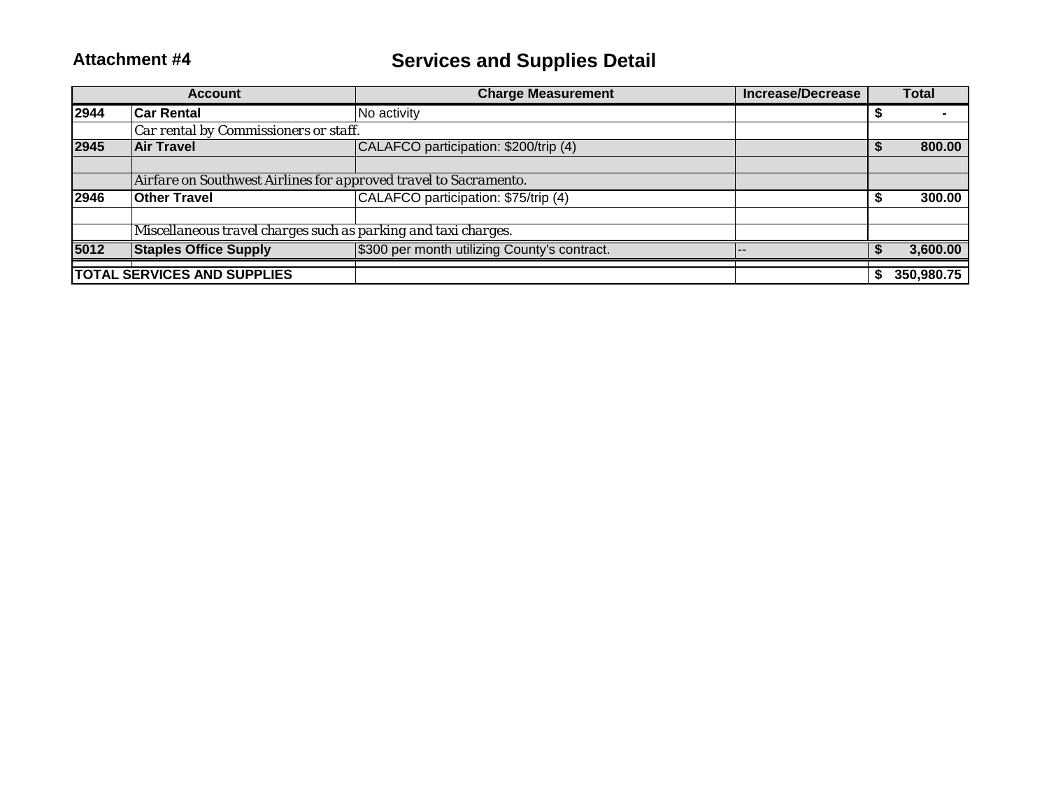**Attachment #4**

# Services and Supplies Detail

| Account | | Charge Measurement | Increase/Decrease | Total |
|---|---|---|---|---|
| **2944** | **Car Rental** | No activity | | $ - |
| | *Car rental by Commissioners or staff.* | | | |
| **2945** | **Air Travel** | CALAFCO participation: $200/trip (4) | | **$ 800.00** |
| | | | | |
| | *Airfare on Southwest Airlines for approved travel to Sacramento.* | | | |
| **2946** | **Other Travel** | CALAFCO participation: $75/trip (4) | | **$ 300.00** |
| | | | | |
| | *Miscellaneous travel charges such as parking and taxi charges.* | | | |
| **5012** | **Staples Office Supply** | $300 per month utilizing County's contract. | -- | **$ 3,600.00** |
| **TOTAL SERVICES AND SUPPLIES** | | | | **$ 350,980.75** |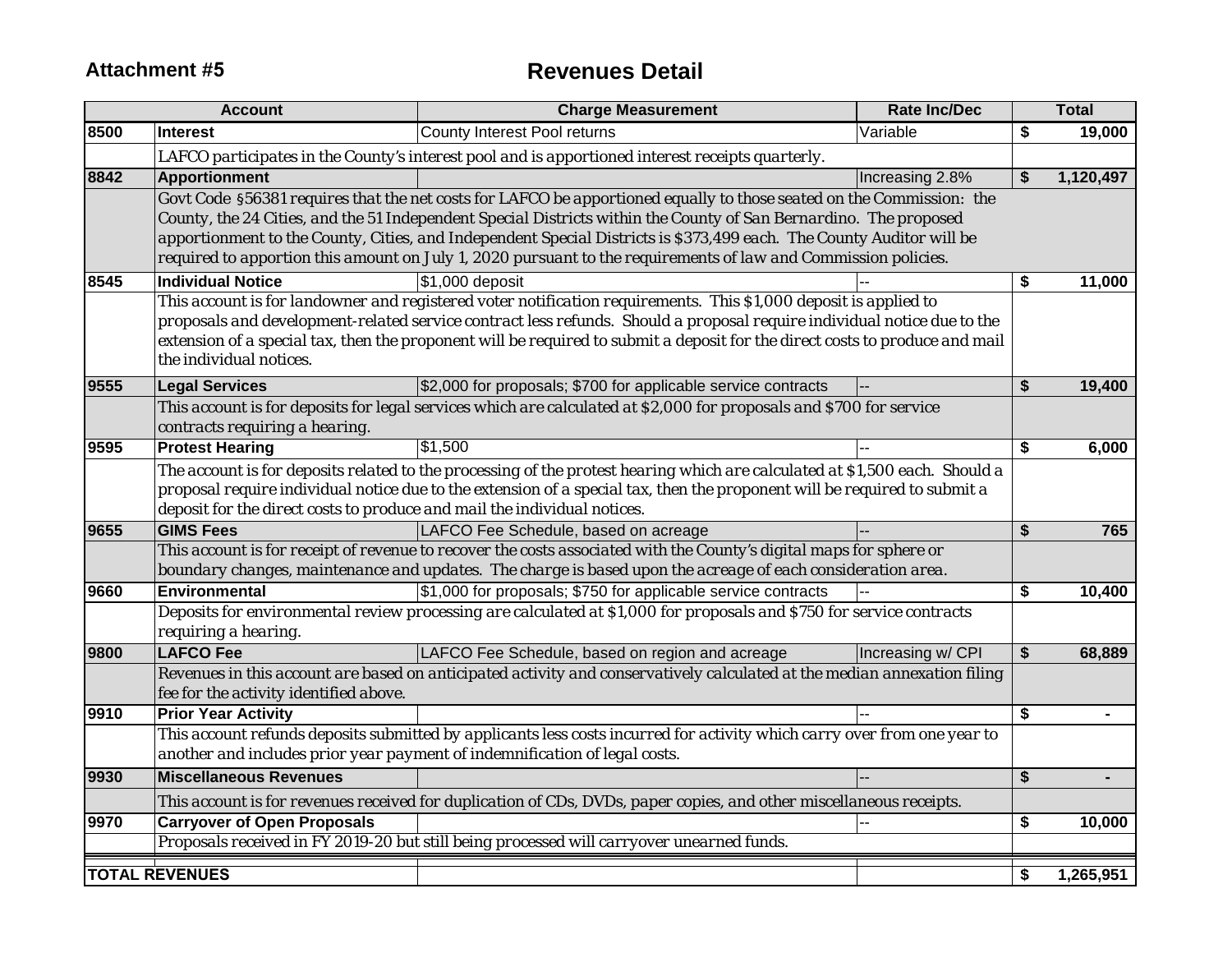**Attachment #5**

# Revenues Detail

| Account | | Charge Measurement | Rate Inc/Dec | Total |
|---|---|---|---|---|
| 8500 | **Interest** | County Interest Pool returns | Variable | $ 19,000 |
| | *LAFCO participates in the County's interest pool and is apportioned interest receipts quarterly.* | | | |
| 8842 | **Apportionment** | | Increasing 2.8% | $ 1,120,497 |
| | *Govt Code §56381 requires that the net costs for LAFCO be apportioned equally to those seated on the Commission: the County, the 24 Cities, and the 51 Independent Special Districts within the County of San Bernardino. The proposed apportionment to the County, Cities, and Independent Special Districts is $373,499 each. The County Auditor will be required to apportion this amount on July 1, 2020 pursuant to the requirements of law and Commission policies.* | | | |
| 8545 | **Individual Notice** | $1,000 deposit | -- | $ 11,000 |
| | *This account is for landowner and registered voter notification requirements. This $1,000 deposit is applied to proposals and development-related service contract less refunds. Should a proposal require individual notice due to the extension of a special tax, then the proponent will be required to submit a deposit for the direct costs to produce and mail the individual notices.* | | | |
| 9555 | **Legal Services** | $2,000 for proposals; $700 for applicable service contracts | -- | $ 19,400 |
| | *This account is for deposits for legal services which are calculated at $2,000 for proposals and $700 for service contracts requiring a hearing.* | | | |
| 9595 | **Protest Hearing** | $1,500 | -- | $ 6,000 |
| | *The account is for deposits related to the processing of the protest hearing which are calculated at $1,500 each. Should a proposal require individual notice due to the extension of a special tax, then the proponent will be required to submit a deposit for the direct costs to produce and mail the individual notices.* | | | |
| 9655 | **GIMS Fees** | LAFCO Fee Schedule, based on acreage | -- | $ 765 |
| | *This account is for receipt of revenue to recover the costs associated with the County's digital maps for sphere or boundary changes, maintenance and updates. The charge is based upon the acreage of each consideration area.* | | | |
| 9660 | **Environmental** | $1,000 for proposals; $750 for applicable service contracts | -- | $ 10,400 |
| | *Deposits for environmental review processing are calculated at $1,000 for proposals and $750 for service contracts requiring a hearing.* | | | |
| 9800 | **LAFCO Fee** | LAFCO Fee Schedule, based on region and acreage | Increasing w/ CPI | $ 68,889 |
| | *Revenues in this account are based on anticipated activity and conservatively calculated at the median annexation filing fee for the activity identified above.* | | | |
| 9910 | **Prior Year Activity** | | -- | $ - |
| | *This account refunds deposits submitted by applicants less costs incurred for activity which carry over from one year to another and includes prior year payment of indemnification of legal costs.* | | | |
| 9930 | **Miscellaneous Revenues** | | -- | $ - |
| | *This account is for revenues received for duplication of CDs, DVDs, paper copies, and other miscellaneous receipts.* | | | |
| 9970 | **Carryover of Open Proposals** | | -- | $ 10,000 |
| | *Proposals received in FY 2019-20 but still being processed will carryover unearned funds.* | | | |
| **TOTAL REVENUES** | | | | $ 1,265,951 |